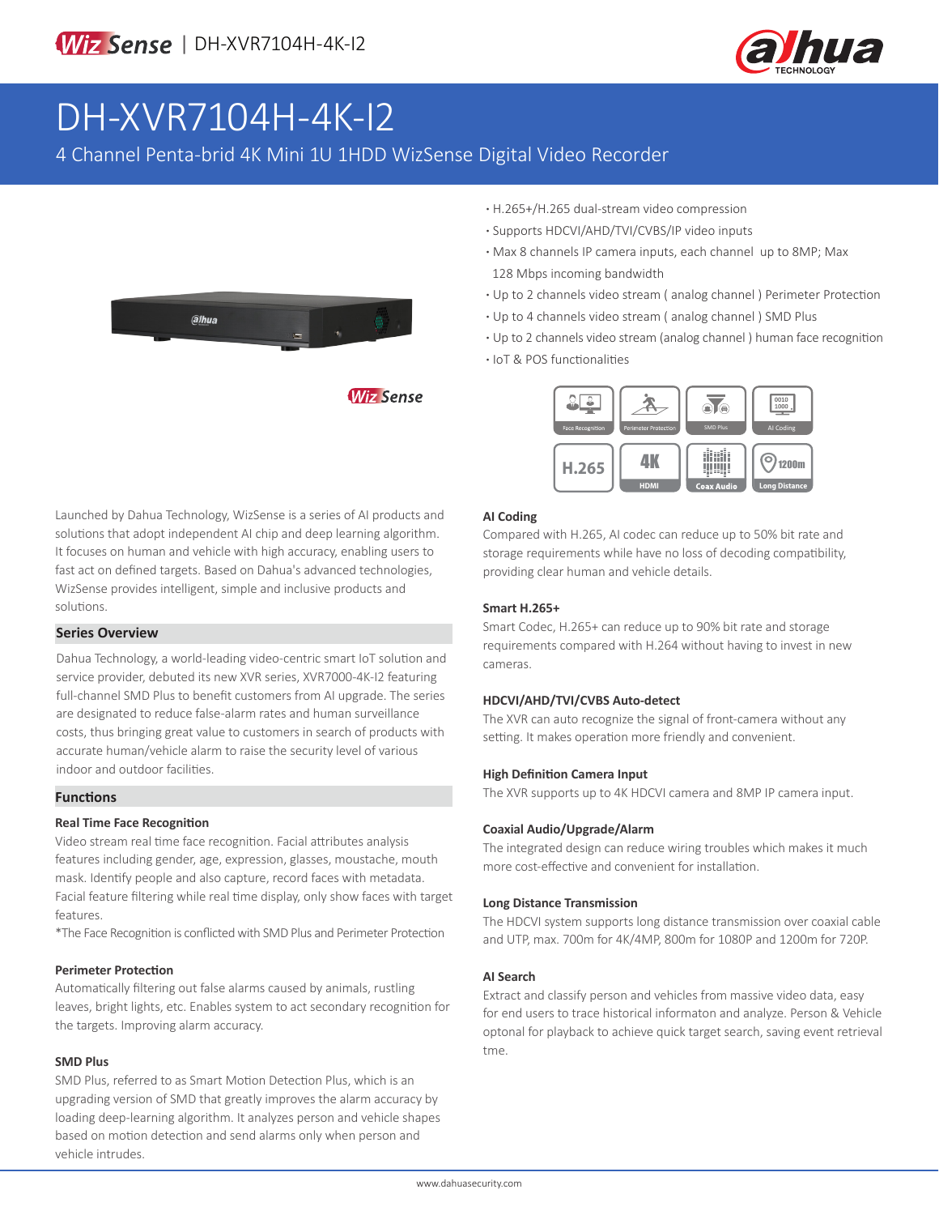# DH-XVR7104H-4K-I2

4 Channel Penta-brid 4K Mini 1U 1HDD WizSense Digital Video Recorder

- H.265+/H.265 dual-stream video compression
- Supports HDCVI/AHD/TVI/CVBS/IP video inputs
- Max 8 channels IP camera inputs, each channel up to 8MP; Max 128 Mbps incoming bandwidth
- Up to 2 channels video stream ( analog channel ) Perimeter Protection
- Up to 4 channels video stream ( analog channel ) SMD Plus
- Up to 2 channels video stream (analog channel ) human face recognition
- IoT & POS functionalities

Launched by Dahua Technology, WizSense is a series of AI products and solutions that adopt independent AI chip and deep learning algorithm. It focuses on human and vehicle with high accuracy, enabling users to fast act on defined targets. Based on Dahua's advanced technologies, WizSense provides intelligent, simple and inclusive products and solutions.

## Series Overview

Dahua Technology, a world-leading video-centric smart IoT solution and service provider, debuted its new XVR series, XVR7000-4K-I2 featuring full-channel SMD Plus to benefit customers from AI upgrade. The series are designated to reduce false-alarm rates and human surveillance costs, thus bringing great value to customers in search of products with accurate human/vehicle alarm to raise the security level of various indoor and outdoor facilities.

## Functions

### Real Time Face Recognition

Video stream real time face recognition. Facial attributes analysis features including gender, age, expression, glasses, moustache, mouth mask. Identify people and also capture, record faces with metadata. Facial feature filtering while real time display, only show faces with target features.

*The Face Recognition is conflicted with SMD Plus and Perimeter Protection

### Perimeter Protection

Automatically filtering out false alarms caused by animals, rustling leaves, bright lights, etc. Enables system to act secondary recognition for the targets. Improving alarm accuracy.

### SMD Plus

SMD Plus, referred to as Smart Motion Detection Plus, which is an upgrading version of SMD that greatly improves the alarm accuracy by loading deep-learning algorithm. It analyzes person and vehicle shapes based on motion detection and send alarms only when person and vehicle intrudes.

### AI Coding

Compared with H.265, AI codec can reduce up to 50% bit rate and storage requirements while have no loss of decoding compatibility, providing clear human and vehicle details.

### Smart H.265+

Smart Codec, H.265+ can reduce up to 90% bit rate and storage requirements compared with H.264 without having to invest in new cameras.

### HDCVI/AHD/TVI/CVBS Auto-detect

The XVR can auto recognize the signal of front-camera without any setting. It makes operation more friendly and convenient.

### High Definition Camera Input

The XVR supports up to 4K HDCVI camera and 8MP IP camera input.

### Coaxial Audio/Upgrade/Alarm

The integrated design can reduce wiring troubles which makes it much more cost-effective and convenient for installation.

### Long Distance Transmission

The HDCVI system supports long distance transmission over coaxial cable and UTP, max. 700m for 4K/4MP, 800m for 1080P and 1200m for 720P.

### AI Search

Extract and classify person and vehicles from massive video data, easy for end users to trace historical informaton and analyze. Person & Vehicle optonal for playback to achieve quick target search, saving event retrieval tme.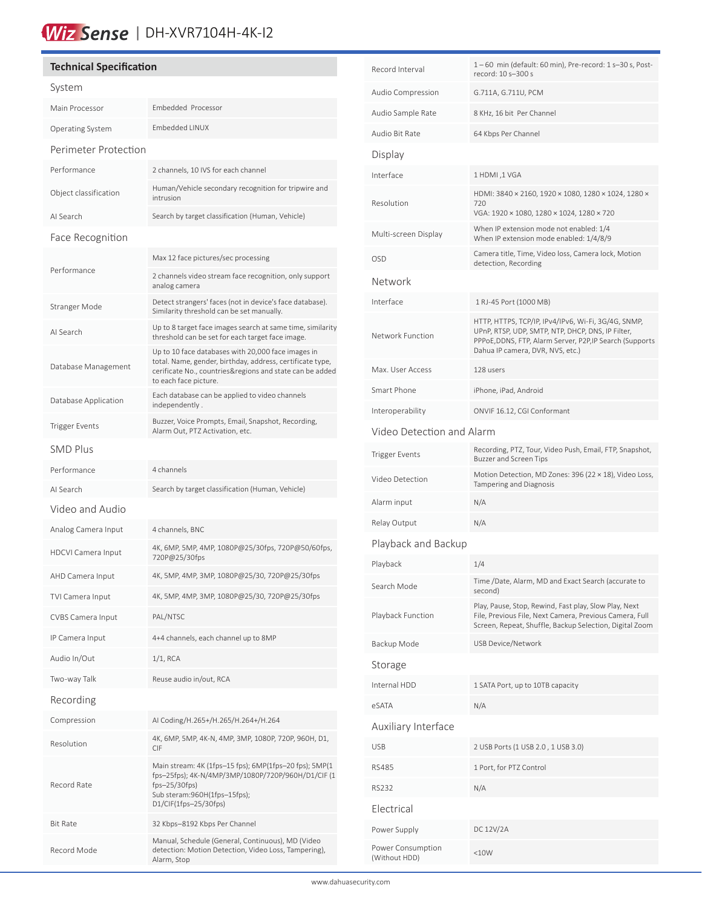WizSense | DH-XVR7104H-4K-I2

## Technical Specification

### System

| | |
|---|---|
| Main Processor | Embedded Processor |
| Operating System | Embedded LINUX |

### Perimeter Protection

| | |
|---|---|
| Performance | 2 channels, 10 IVS for each channel |
| Object classification | Human/Vehicle secondary recognition for tripwire and intrusion |
| AI Search | Search by target classification (Human, Vehicle) |

### Face Recognition

| | |
|---|---|
| Performance | Max 12 face pictures/sec processing |
| | 2 channels video stream face recognition, only support analog camera |
| Stranger Mode | Detect strangers' faces (not in device's face database). Similarity threshold can be set manually. |
| AI Search | Up to 8 target face images search at same time, similarity threshold can be set for each target face image. |
| Database Management | Up to 10 face databases with 20,000 face images in total. Name, gender, birthday, address, certificate type, cerificate No., countries&regions and state can be added to each face picture. |
| Database Application | Each database can be applied to video channels independently . |
| Trigger Events | Buzzer, Voice Prompts, Email, Snapshot, Recording, Alarm Out, PTZ Activation, etc. |

### SMD Plus

| | |
|---|---|
| Performance | 4 channels |
| AI Search | Search by target classification (Human, Vehicle) |

### Video and Audio

| | |
|---|---|
| Analog Camera Input | 4 channels, BNC |
| HDCVI Camera Input | 4K, 6MP, 5MP, 4MP, 1080P@25/30fps, 720P@50/60fps, 720P@25/30fps |
| AHD Camera Input | 4K, 5MP, 4MP, 3MP, 1080P@25/30, 720P@25/30fps |
| TVI Camera Input | 4K, 5MP, 4MP, 3MP, 1080P@25/30, 720P@25/30fps |
| CVBS Camera Input | PAL/NTSC |
| IP Camera Input | 4+4 channels, each channel up to 8MP |
| Audio In/Out | 1/1, RCA |
| Two-way Talk | Reuse audio in/out, RCA |

### Recording

| | |
|---|---|
| Compression | AI Coding/H.265+/H.265/H.264+/H.264 |
| Resolution | 4K, 6MP, 5MP, 4K-N, 4MP, 3MP, 1080P, 720P, 960H, D1, CIF |
| Record Rate | Main stream: 4K (1fps–15 fps); 6MP(1fps–20 fps); 5MP(1 fps–25fps); 4K-N/4MP/3MP/1080P/720P/960H/D1/CIF (1 fps–25/30fps)<br>Sub steram:960H(1fps–15fps);<br>D1/CIF(1fps–25/30fps) |
| Bit Rate | 32 Kbps–8192 Kbps Per Channel |
| Record Mode | Manual, Schedule (General, Continuous), MD (Video detection: Motion Detection, Video Loss, Tampering), Alarm, Stop |
| Record Interval | 1 – 60 min (default: 60 min), Pre-record: 1 s–30 s, Post-record: 10 s–300 s |
| Audio Compression | G.711A, G.711U, PCM |
| Audio Sample Rate | 8 KHz, 16 bit Per Channel |
| Audio Bit Rate | 64 Kbps Per Channel |

### Display

| | |
|---|---|
| Interface | 1 HDMI ,1 VGA |
| Resolution | HDMI: 3840 × 2160, 1920 × 1080, 1280 × 1024, 1280 × 720<br>VGA: 1920 × 1080, 1280 × 1024, 1280 × 720 |
| Multi-screen Display | When IP extension mode not enabled: 1/4<br>When IP extension mode enabled: 1/4/8/9 |
| OSD | Camera title, Time, Video loss, Camera lock, Motion detection, Recording |

### Network

| | |
|---|---|
| Interface | 1 RJ-45 Port (1000 MB) |
| Network Function | HTTP, HTTPS, TCP/IP, IPv4/IPv6, Wi-Fi, 3G/4G, SNMP, UPnP, RTSP, UDP, SMTP, NTP, DHCP, DNS, IP Filter, PPPoE,DDNS, FTP, Alarm Server, P2P,IP Search (Supports Dahua IP camera, DVR, NVS, etc.) |
| Max. User Access | 128 users |
| Smart Phone | iPhone, iPad, Android |
| Interoperability | ONVIF 16.12, CGI Conformant |

### Video Detection and Alarm

| | |
|---|---|
| Trigger Events | Recording, PTZ, Tour, Video Push, Email, FTP, Snapshot, Buzzer and Screen Tips |
| Video Detection | Motion Detection, MD Zones: 396 (22 × 18), Video Loss, Tampering and Diagnosis |
| Alarm input | N/A |
| Relay Output | N/A |

### Playback and Backup

| | |
|---|---|
| Playback | 1/4 |
| Search Mode | Time /Date, Alarm, MD and Exact Search (accurate to second) |
| Playback Function | Play, Pause, Stop, Rewind, Fast play, Slow Play, Next File, Previous File, Next Camera, Previous Camera, Full Screen, Repeat, Shuffle, Backup Selection, Digital Zoom |
| Backup Mode | USB Device/Network |

### Storage

| | |
|---|---|
| Internal HDD | 1 SATA Port, up to 10TB capacity |
| eSATA | N/A |

### Auxiliary Interface

| | |
|---|---|
| USB | 2 USB Ports (1 USB 2.0 , 1 USB 3.0) |
| RS485 | 1 Port, for PTZ Control |
| RS232 | N/A |

### Electrical

| | |
|---|---|
| Power Supply | DC 12V/2A |
| Power Consumption (Without HDD) | <10W |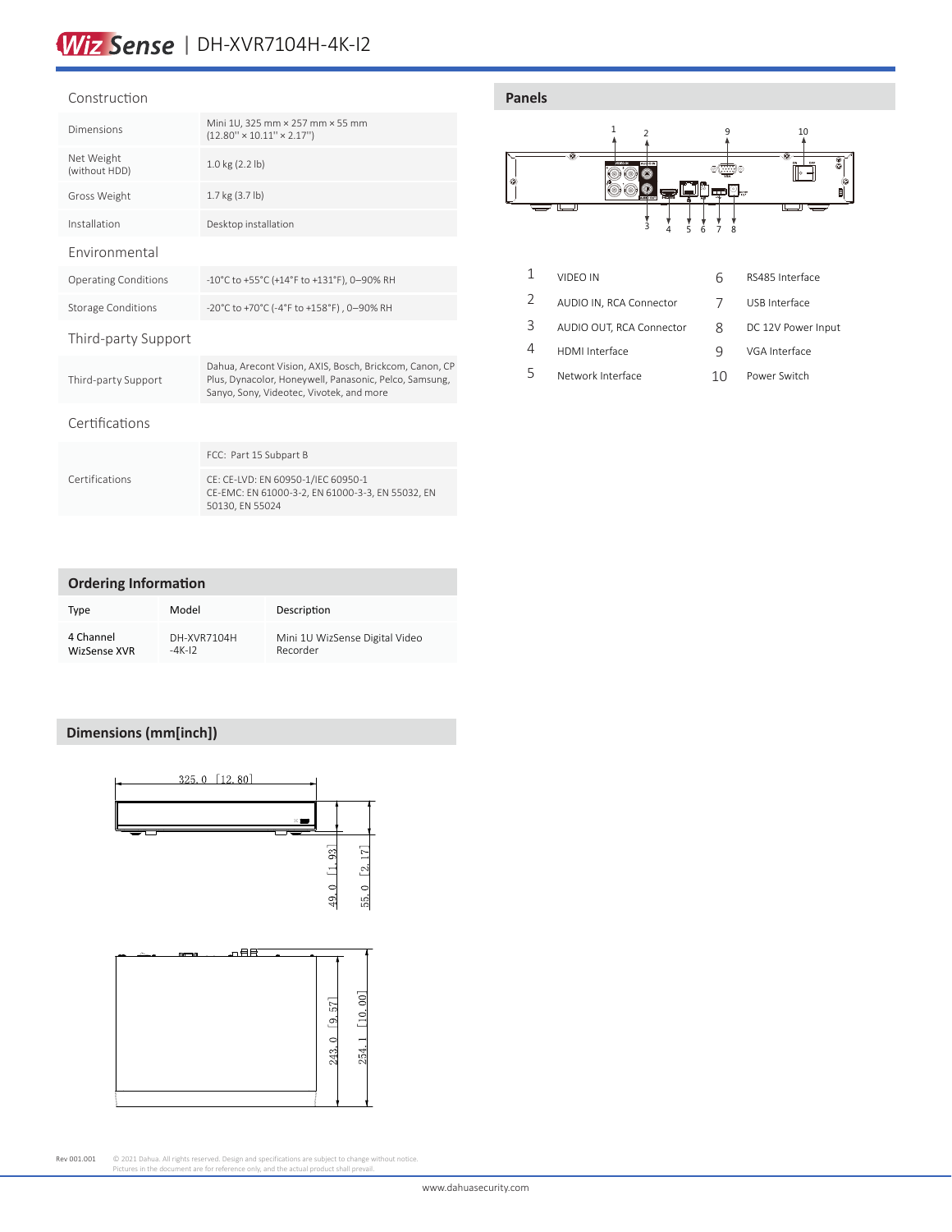## Construction

| | |
|---|---|
| Dimensions | Mini 1U, 325 mm × 257 mm × 55 mm (12.80'' × 10.11'' × 2.17'') |
| Net Weight (without HDD) | 1.0 kg (2.2 lb) |
| Gross Weight | 1.7 kg (3.7 lb) |
| Installation | Desktop installation |

## Environmental

| | |
|---|---|
| Operating Conditions | -10°C to +55°C (+14°F to +131°F), 0–90% RH |
| Storage Conditions | -20°C to +70°C (-4°F to +158°F) , 0–90% RH |

## Third-party Support

| | |
|---|---|
| Third-party Support | Dahua, Arecont Vision, AXIS, Bosch, Brickcom, Canon, CP Plus, Dynacolor, Honeywell, Panasonic, Pelco, Samsung, Sanyo, Sony, Videotec, Vivotek, and more |

## Certifications

| | |
|---|---|
| Certifications | FCC: Part 15 Subpart B |
| | CE: CE-LVD: EN 60950-1/IEC 60950-1<br>CE-EMC: EN 61000-3-2, EN 61000-3-3, EN 55032, EN 50130, EN 55024 |

## Panels

| | | | |
|---|---|---|---|
| 1 | VIDEO IN | 6 | RS485 Interface |
| 2 | AUDIO IN, RCA Connector | 7 | USB Interface |
| 3 | AUDIO OUT, RCA Connector | 8 | DC 12V Power Input |
| 4 | HDMI Interface | 9 | VGA Interface |
| 5 | Network Interface | 10 | Power Switch |

## Ordering Information

| Type | Model | Description |
|---|---|---|
| 4 Channel WizSense XVR | DH-XVR7104H-4K-I2 | Mini 1U WizSense Digital Video Recorder |

## Dimensions (mm[inch])

325.0 [12.80]

49.0 [1.93]

55.0 [2.17]

243.0 [9.57]

254.1 [10.00]

Rev 001.001 © 2021 Dahua. All rights reserved. Design and specifications are subject to change without notice. Pictures in the document are for reference only, and the actual product shall prevail.